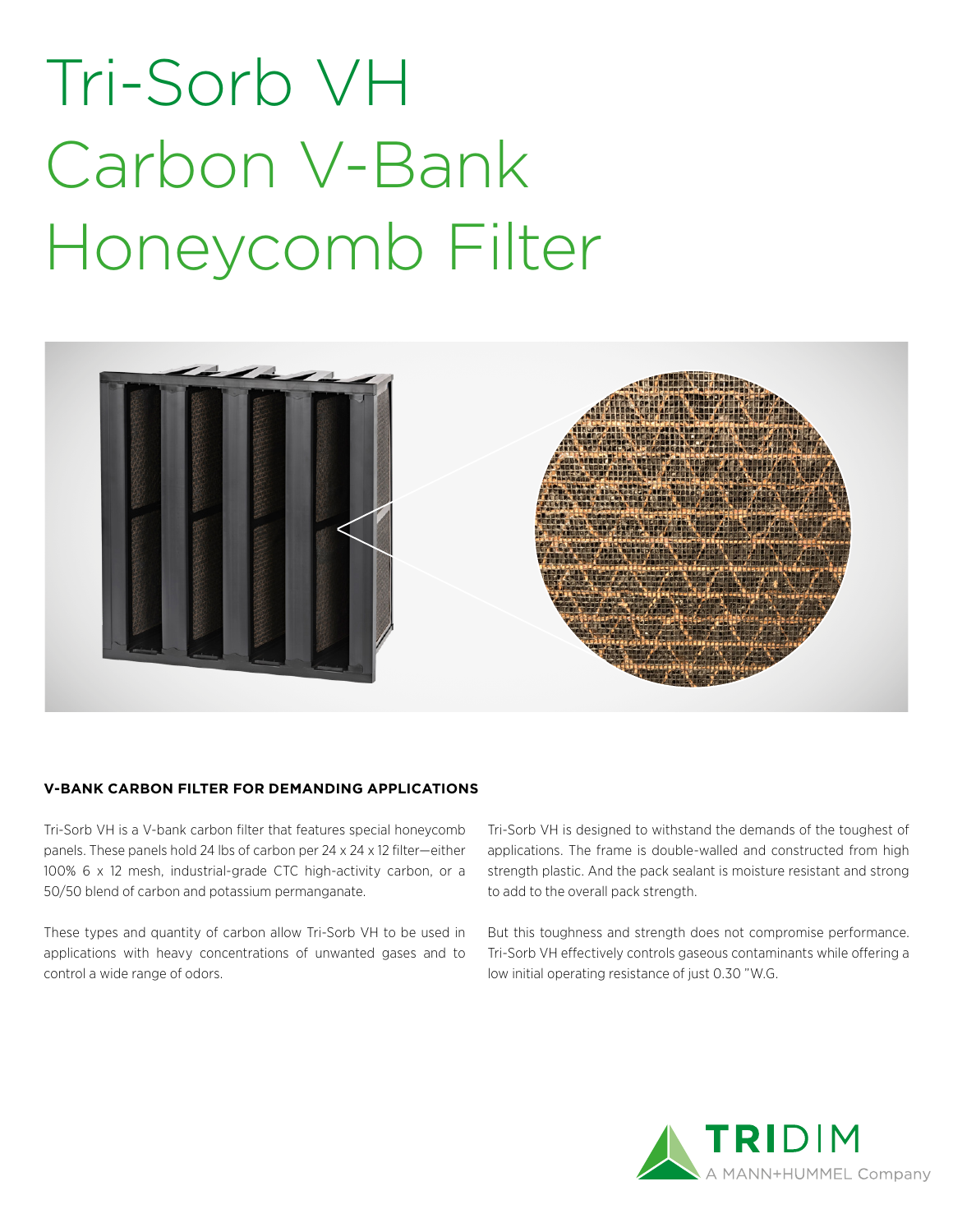# Tri-Sorb VH Carbon V-Bank Honeycomb Filter

**V-BANK CARBON FILTER FOR DEMANDING APPLICATIONS**

Tri-Sorb VH is a V-bank carbon filter that features special honeycomb panels. These panels hold 24 lbs of carbon per 24 x 24 x 12 filter—either 100% 6 x 12 mesh, industrial-grade CTC high-activity carbon, or a 50/50 blend of carbon and potassium permanganate.

These types and quantity of carbon allow Tri-Sorb VH to be used in applications with heavy concentrations of unwanted gases and to control a wide range of odors.

Tri-Sorb VH is designed to withstand the demands of the toughest of applications. The frame is double-walled and constructed from high strength plastic. And the pack sealant is moisture resistant and strong to add to the overall pack strength.

But this toughness and strength does not compromise performance. Tri-Sorb VH effectively controls gaseous contaminants while offering a low initial operating resistance of just 0.30 "W.G.

TRIDIM A MANN+HUMMEL Company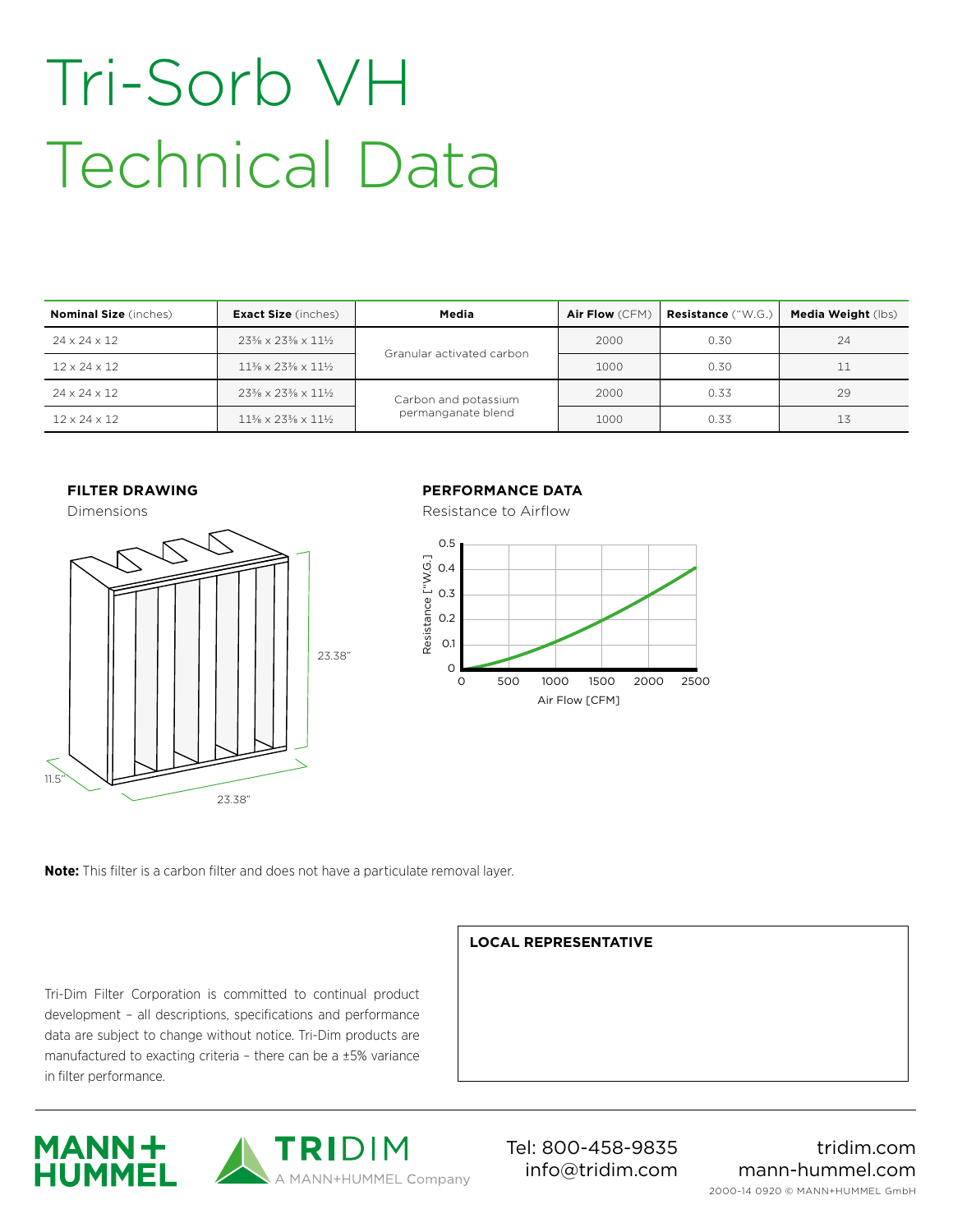# Tri-Sorb VH Technical Data

| **Nominal Size** (inches) | **Exact Size** (inches) | **Media** | **Air Flow** (CFM) | **Resistance** ("W.G.) | **Media Weight** (lbs) |
|---|---|---|---|---|---|
| 24 x 24 x 12 | 23⅜ x 23⅜ x 11½ | Granular activated carbon | 2000 | 0.30 | 24 |
| 12 x 24 x 12 | 11⅜ x 23⅜ x 11½ | | 1000 | 0.30 | 11 |
| 24 x 24 x 12 | 23⅜ x 23⅜ x 11½ | Carbon and potassium permanganate blend | 2000 | 0.33 | 29 |
| 12 x 24 x 12 | 11⅜ x 23⅜ x 11½ | | 1000 | 0.33 | 13 |

**FILTER DRAWING**

Dimensions

23.38"

11.5"

23.38"

**PERFORMANCE DATA**

Resistance to Airflow

Resistance ["W.G.]

0.5
0.4
0.3
0.2
0.1
0

0 500 1000 1500 2000 2500

Air Flow [CFM]

**Note:** This filter is a carbon filter and does not have a particulate removal layer.

Tri-Dim Filter Corporation is committed to continual product development – all descriptions, specifications and performance data are subject to change without notice. Tri-Dim products are manufactured to exacting criteria – there can be a ±5% variance in filter performance.

**LOCAL REPRESENTATIVE**

MANN+HUMMEL

TRIDIM
A MANN+HUMMEL Company

Tel: 800-458-9835
info@tridim.com

tridim.com
mann-hummel.com

2000-14 0920 © MANN+HUMMEL GmbH